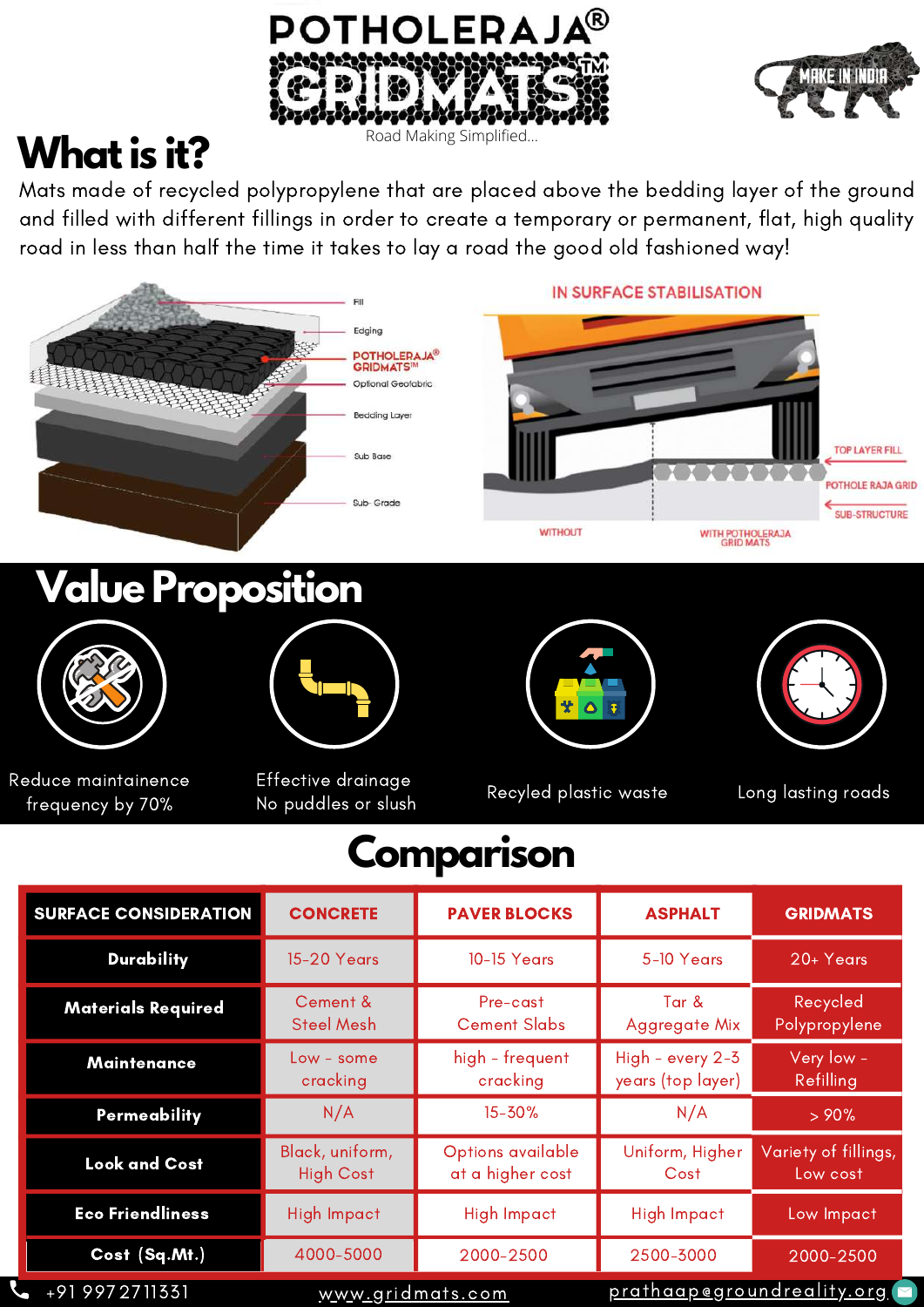# POTHOLERAJA® GRIDMATS™

Road Making Simplified...

MAKE IN INDIA

## What is it?

Mats made of recycled polypropylene that are placed above the bedding layer of the ground and filled with different fillings in order to create a temporary or permanent, flat, high quality road in less than half the time it takes to lay a road the good old fashioned way!

Fill

Edging

POTHOLERAJA® GRIDMATS™

Optional Geofabric

Bedding Layer

Sub Base

Sub- Grade

IN SURFACE STABILISATION

TOP LAYER FILL

POTHOLE RAJA GRID

SUB-STRUCTURE

WITHOUT

WITH POTHOLERAJA GRID MATS

## Value Proposition

- Reduce maintainence frequency by 70%
- Effective drainage No puddles or slush
- Recyled plastic waste
- Long lasting roads

## Comparison

| SURFACE CONSIDERATION | CONCRETE | PAVER BLOCKS | ASPHALT | GRIDMATS |
|---|---|---|---|---|
| Durability | 15-20 Years | 10-15 Years | 5-10 Years | 20+ Years |
| Materials Required | Cement & Steel Mesh | Pre-cast Cement Slabs | Tar & Aggregate Mix | Recycled Polypropylene |
| Maintenance | Low - some cracking | high - frequent cracking | High - every 2-3 years (top layer) | Very low - Refilling |
| Permeability | N/A | 15-30% | N/A | > 90% |
| Look and Cost | Black, uniform, High Cost | Options available at a higher cost | Uniform, Higher Cost | Variety of fillings, Low cost |
| Eco Friendliness | High Impact | High Impact | High Impact | Low Impact |
| Cost (Sq.Mt.) | 4000-5000 | 2000-2500 | 2500-3000 | 2000-2500 |

+91 9972711331 www.gridmats.com prathaap@groundreality.org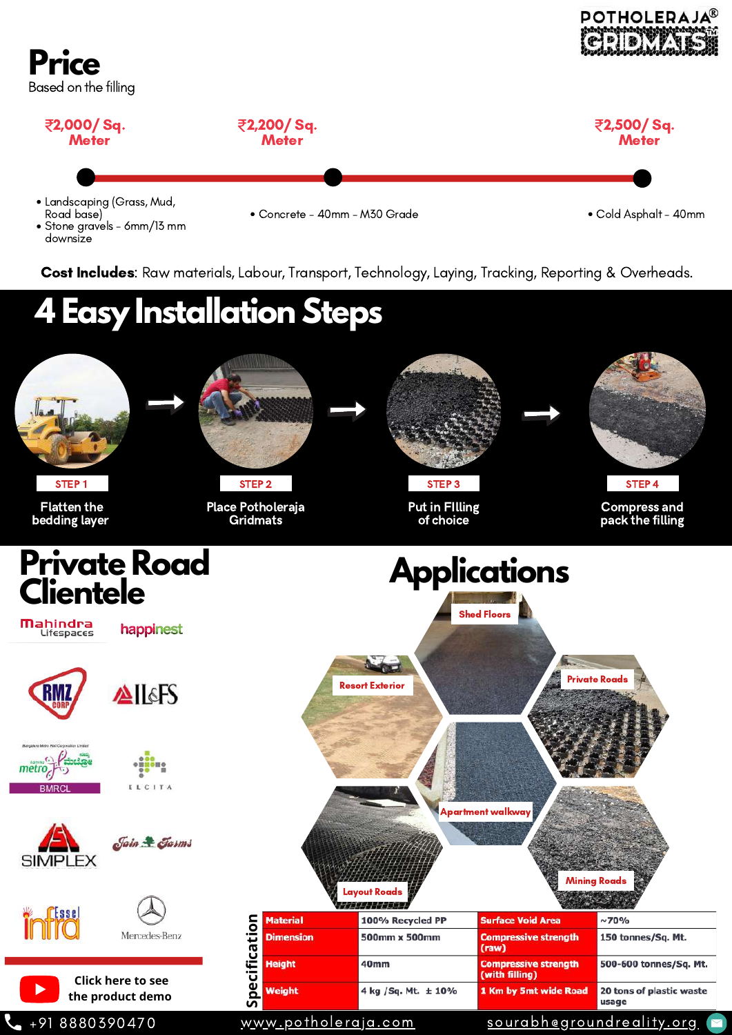POTHOLERAJA® GRIDMATS™

# Price

Based on the filling

| ₹2,000/ Sq. Meter | ₹2,200/ Sq. Meter | ₹2,500/ Sq. Meter |
|---|---|---|
| • Landscaping (Grass, Mud, Road base)<br>• Stone gravels - 6mm/13 mm downsize | • Concrete - 40mm - M30 Grade | • Cold Asphalt - 40mm |

**Cost Includes**: Raw materials, Labour, Transport, Technology, Laying, Tracking, Reporting & Overheads.

# 4 Easy Installation Steps

**STEP 1** Flatten the bedding layer →

**STEP 2** Place Potholeraja Gridmats →

**STEP 3** Put in FIlling of choice →

**STEP 4** Compress and pack the filling

# Private Road Clientele

Mahindra Lifespaces, happinest, RMZ Corp, IL&FS, Bangalore Metro Rail Corporation Limited (BMRCL), ELCITA, SIMPLEX, Jain Farms, Essel Infra, Mercedes-Benz

Click here to see the product demo

# Applications

Shed Floors, Resort Exterior, Private Roads, Apartment walkway, Layout Roads, Mining Roads

## Specification

| | | | |
|---|---|---|---|
| Material | 100% Recycled PP | Surface Void Area | ~70% |
| Dimension | 500mm x 500mm | Compressive strength (raw) | 150 tonnes/Sq. Mt. |
| Height | 40mm | Compressive strength (with filling) | 500-600 tonnes/Sq. Mt. |
| Weight | 4 kg /Sq. Mt. ± 10% | 1 Km by 5mt wide Road | 20 tons of plastic waste usage |

+91 8880390470 | www.potholeraja.com | sourabh@groundreality.org